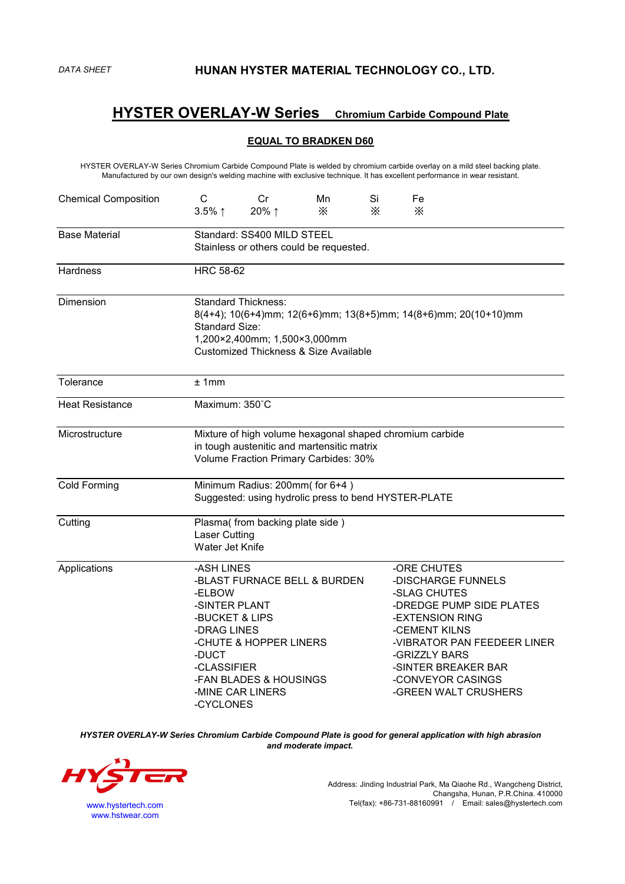*DATA SHEET*

**HUNAN HYSTER MATERIAL TECHNOLOGY CO., LTD.**

# HYSTER OVERLAY-W Series Chromium Carbide Compound Plate

## EQUAL TO BRADKEN D60

HYSTER OVERLAY-W Series Chromium Carbide Compound Plate is welded by chromium carbide overlay on a mild steel backing plate. Manufactured by our own design's welding machine with exclusive technique. It has excellent performance in wear resistant.

| | |
|---|---|
| Chemical Composition | C: 3.5% ↑; Cr: 20% ↑; Mn: ※; Si: ※; Fe: ※ |
| Base Material | Standard: SS400 MILD STEEL<br>Stainless or others could be requested. |
| Hardness | HRC 58-62 |
| Dimension | Standard Thickness:<br>8(4+4); 10(6+4)mm; 12(6+6)mm; 13(8+5)mm; 14(8+6)mm; 20(10+10)mm<br>Standard Size:<br>1,200×2,400mm; 1,500×3,000mm<br>Customized Thickness & Size Available |
| Tolerance | ± 1mm |
| Heat Resistance | Maximum: 350˚C |
| Microstructure | Mixture of high volume hexagonal shaped chromium carbide in tough austenitic and martensitic matrix<br>Volume Fraction Primary Carbides: 30% |
| Cold Forming | Minimum Radius: 200mm( for 6+4 )<br>Suggested: using hydrolic press to bend HYSTER-PLATE |
| Cutting | Plasma( from backing plate side )<br>Laser Cutting<br>Water Jet Knife |
| Applications | -ASH LINES<br>-BLAST FURNACE BELL & BURDEN<br>-ELBOW<br>-SINTER PLANT<br>-BUCKET & LIPS<br>-DRAG LINES<br>-CHUTE & HOPPER LINERS<br>-DUCT<br>-CLASSIFIER<br>-FAN BLADES & HOUSINGS<br>-MINE CAR LINERS<br>-CYCLONES<br>-ORE CHUTES<br>-DISCHARGE FUNNELS<br>-SLAG CHUTES<br>-DREDGE PUMP SIDE PLATES<br>-EXTENSION RING<br>-CEMENT KILNS<br>-VIBRATOR PAN FEEDEER LINER<br>-GRIZZLY BARS<br>-SINTER BREAKER BAR<br>-CONVEYOR CASINGS<br>-GREEN WALT CRUSHERS |

***HYSTER OVERLAY-W Series Chromium Carbide Compound Plate is good for general application with high abrasion and moderate impact.***

HYSTER

www.hystertech.com
www.hstwear.com

Address: Jinding Industrial Park, Ma Qiaohe Rd., Wangcheng District, Changsha, Hunan, P.R.China. 410000
Tel(fax): +86-731-88160991 / Email: sales@hystertech.com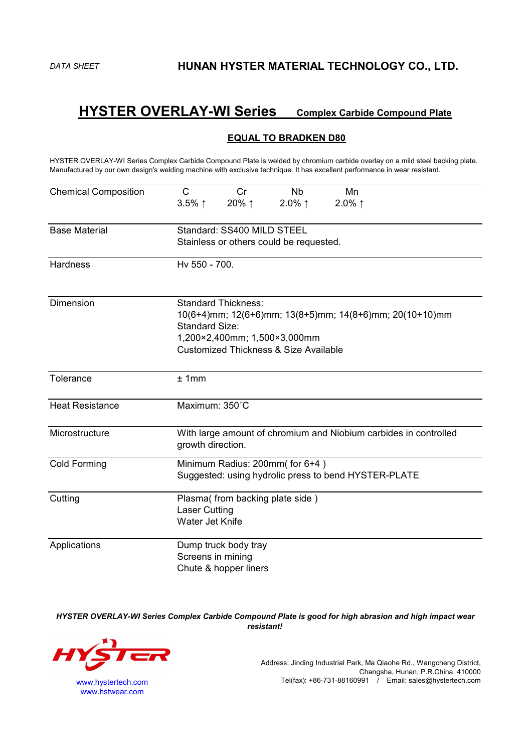*DATA SHEET*

**HUNAN HYSTER MATERIAL TECHNOLOGY CO., LTD.**

# HYSTER OVERLAY-WI Series   Complex Carbide Compound Plate

## EQUAL TO BRADKEN D80

HYSTER OVERLAY-WI Series Complex Carbide Compound Plate is welded by chromium carbide overlay on a mild steel backing plate. Manufactured by our own design's welding machine with exclusive technique. It has excellent performance in wear resistant.

| | |
|---|---|
| Chemical Composition | C 3.5% ↑ &nbsp; Cr 20% ↑ &nbsp; Nb 2.0% ↑ &nbsp; Mn 2.0% ↑ |
| Base Material | Standard: SS400 MILD STEEL<br>Stainless or others could be requested. |
| Hardness | Hv 550 - 700. |
| Dimension | Standard Thickness:<br>10(6+4)mm; 12(6+6)mm; 13(8+5)mm; 14(8+6)mm; 20(10+10)mm<br>Standard Size:<br>1,200×2,400mm; 1,500×3,000mm<br>Customized Thickness & Size Available |
| Tolerance | ± 1mm |
| Heat Resistance | Maximum: 350˚C |
| Microstructure | With large amount of chromium and Niobium carbides in controlled growth direction. |
| Cold Forming | Minimum Radius: 200mm( for 6+4 )<br>Suggested: using hydrolic press to bend HYSTER-PLATE |
| Cutting | Plasma( from backing plate side )<br>Laser Cutting<br>Water Jet Knife |
| Applications | Dump truck body tray<br>Screens in mining<br>Chute & hopper liners |

***HYSTER OVERLAY-WI Series Complex Carbide Compound Plate is good for high abrasion and high impact wear resistant!***

HYSTER

www.hystertech.com
www.hstwear.com

Address: Jinding Industrial Park, Ma Qiaohe Rd., Wangcheng District, Changsha, Hunan, P.R.China. 410000
Tel(fax): +86-731-88160991 / Email: sales@hystertech.com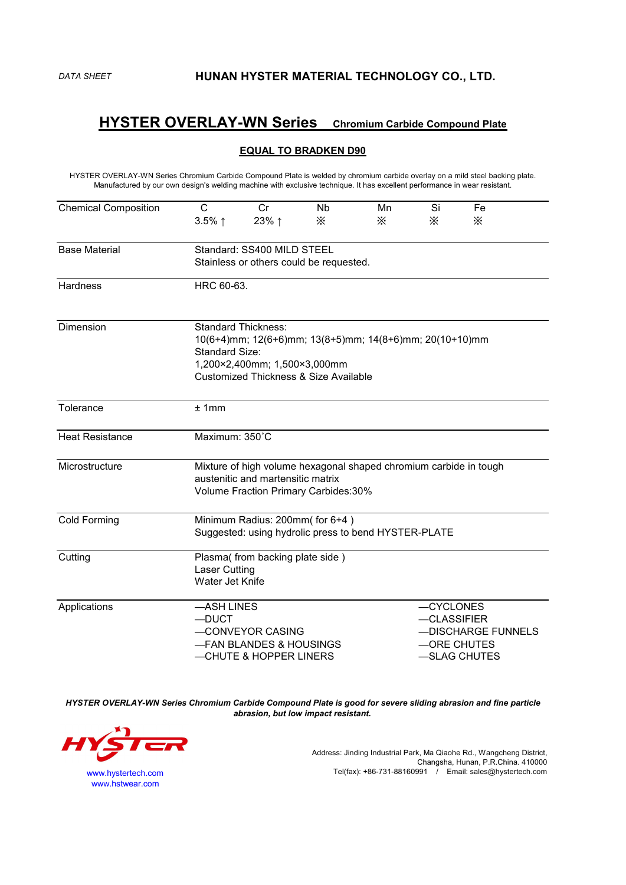DATA SHEET

**HUNAN HYSTER MATERIAL TECHNOLOGY CO., LTD.**

# HYSTER OVERLAY-WN Series Chromium Carbide Compound Plate

## EQUAL TO BRADKEN D90

HYSTER OVERLAY-WN Series Chromium Carbide Compound Plate is welded by chromium carbide overlay on a mild steel backing plate. Manufactured by our own design's welding machine with exclusive technique. It has excellent performance in wear resistant.

| Chemical Composition | C | Cr | Nb | Mn | Si | Fe |
|---|---|---|---|---|---|---|
| | 3.5% ↑ | 23% ↑ | ※ | ※ | ※ | ※ |

| | |
|---|---|
| Base Material | Standard: SS400 MILD STEEL<br>Stainless or others could be requested. |
| Hardness | HRC 60-63. |
| Dimension | Standard Thickness:<br>10(6+4)mm; 12(6+6)mm; 13(8+5)mm; 14(8+6)mm; 20(10+10)mm<br>Standard Size:<br>1,200×2,400mm; 1,500×3,000mm<br>Customized Thickness & Size Available |
| Tolerance | ± 1mm |
| Heat Resistance | Maximum: 350˚C |
| Microstructure | Mixture of high volume hexagonal shaped chromium carbide in tough austenitic and martensitic matrix<br>Volume Fraction Primary Carbides:30% |
| Cold Forming | Minimum Radius: 200mm( for 6+4 )<br>Suggested: using hydrolic press to bend HYSTER-PLATE |
| Cutting | Plasma( from backing plate side )<br>Laser Cutting<br>Water Jet Knife |
| Applications | —ASH LINES<br>—DUCT<br>—CONVEYOR CASING<br>—FAN BLANDES & HOUSINGS<br>—CHUTE & HOPPER LINERS<br>—CYCLONES<br>—CLASSIFIER<br>—DISCHARGE FUNNELS<br>—ORE CHUTES<br>—SLAG CHUTES |

***HYSTER OVERLAY-WN Series Chromium Carbide Compound Plate is good for severe sliding abrasion and fine particle abrasion, but low impact resistant.***

HYSTER

www.hystertech.com
www.hstwear.com

Address: Jinding Industrial Park, Ma Qiaohe Rd., Wangcheng District, Changsha, Hunan, P.R.China. 410000
Tel(fax): +86-731-88160991 / Email: sales@hystertech.com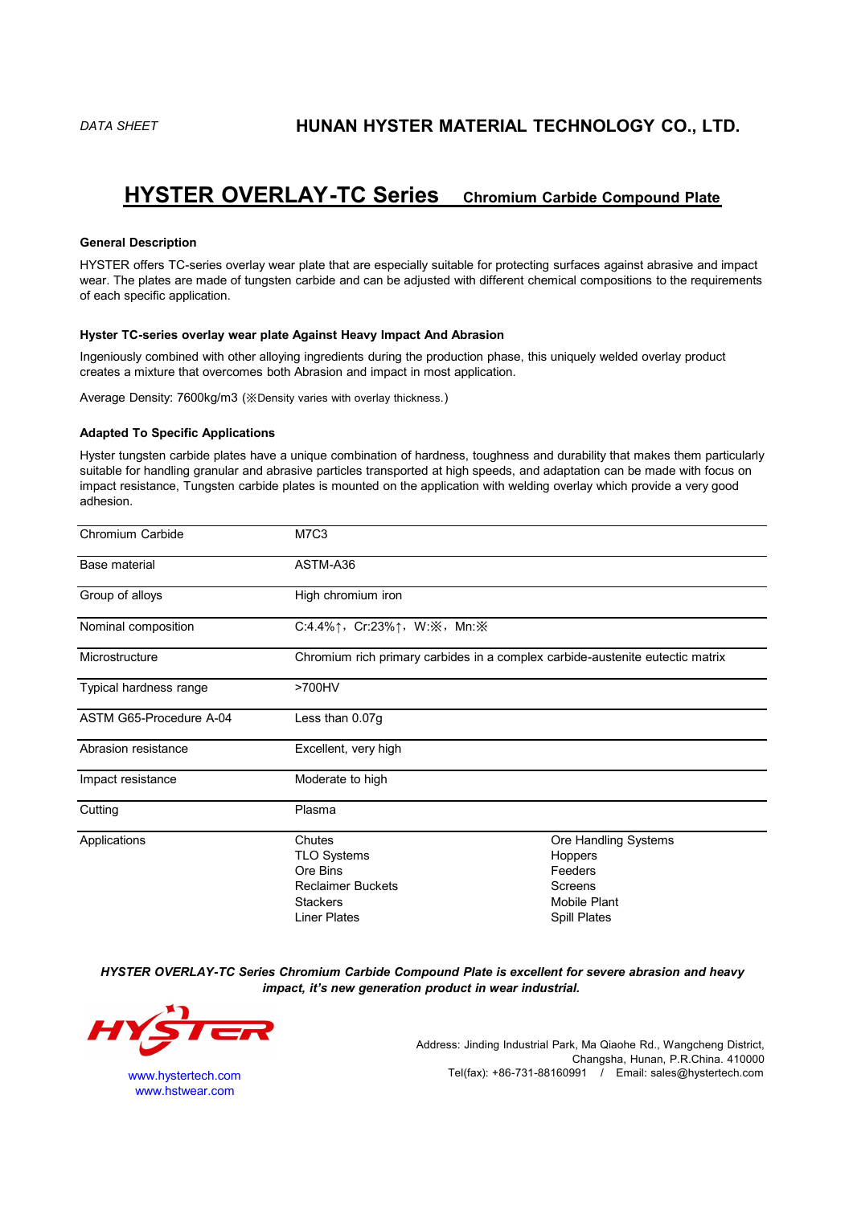*DATA SHEET*

**HUNAN HYSTER MATERIAL TECHNOLOGY CO., LTD.**

# HYSTER OVERLAY-TC Series Chromium Carbide Compound Plate

### General Description

HYSTER offers TC-series overlay wear plate that are especially suitable for protecting surfaces against abrasive and impact wear. The plates are made of tungsten carbide and can be adjusted with different chemical compositions to the requirements of each specific application.

### Hyster TC-series overlay wear plate Against Heavy Impact And Abrasion

Ingeniously combined with other alloying ingredients during the production phase, this uniquely welded overlay product creates a mixture that overcomes both Abrasion and impact in most application.

Average Density: 7600kg/m3 (※Density varies with overlay thickness.)

### Adapted To Specific Applications

Hyster tungsten carbide plates have a unique combination of hardness, toughness and durability that makes them particularly suitable for handling granular and abrasive particles transported at high speeds, and adaptation can be made with focus on impact resistance, Tungsten carbide plates is mounted on the application with welding overlay which provide a very good adhesion.

| | | |
|---|---|---|
| Chromium Carbide | M7C3 | |
| Base material | ASTM-A36 | |
| Group of alloys | High chromium iron | |
| Nominal composition | C:4.4%↑，Cr:23%↑，W:※，Mn:※ | |
| Microstructure | Chromium rich primary carbides in a complex carbide-austenite eutectic matrix | |
| Typical hardness range | >700HV | |
| ASTM G65-Procedure A-04 | Less than 0.07g | |
| Abrasion resistance | Excellent, very high | |
| Impact resistance | Moderate to high | |
| Cutting | Plasma | |
| Applications | Chutes<br>TLO Systems<br>Ore Bins<br>Reclaimer Buckets<br>Stackers<br>Liner Plates | Ore Handling Systems<br>Hoppers<br>Feeders<br>Screens<br>Mobile Plant<br>Spill Plates |

***HYSTER OVERLAY-TC Series Chromium Carbide Compound Plate is excellent for severe abrasion and heavy impact, it's new generation product in wear industrial.***

HYSTER

www.hystertech.com
www.hstwear.com

Address: Jinding Industrial Park, Ma Qiaohe Rd., Wangcheng District, Changsha, Hunan, P.R.China. 410000
Tel(fax): +86-731-88160991 / Email: sales@hystertech.com